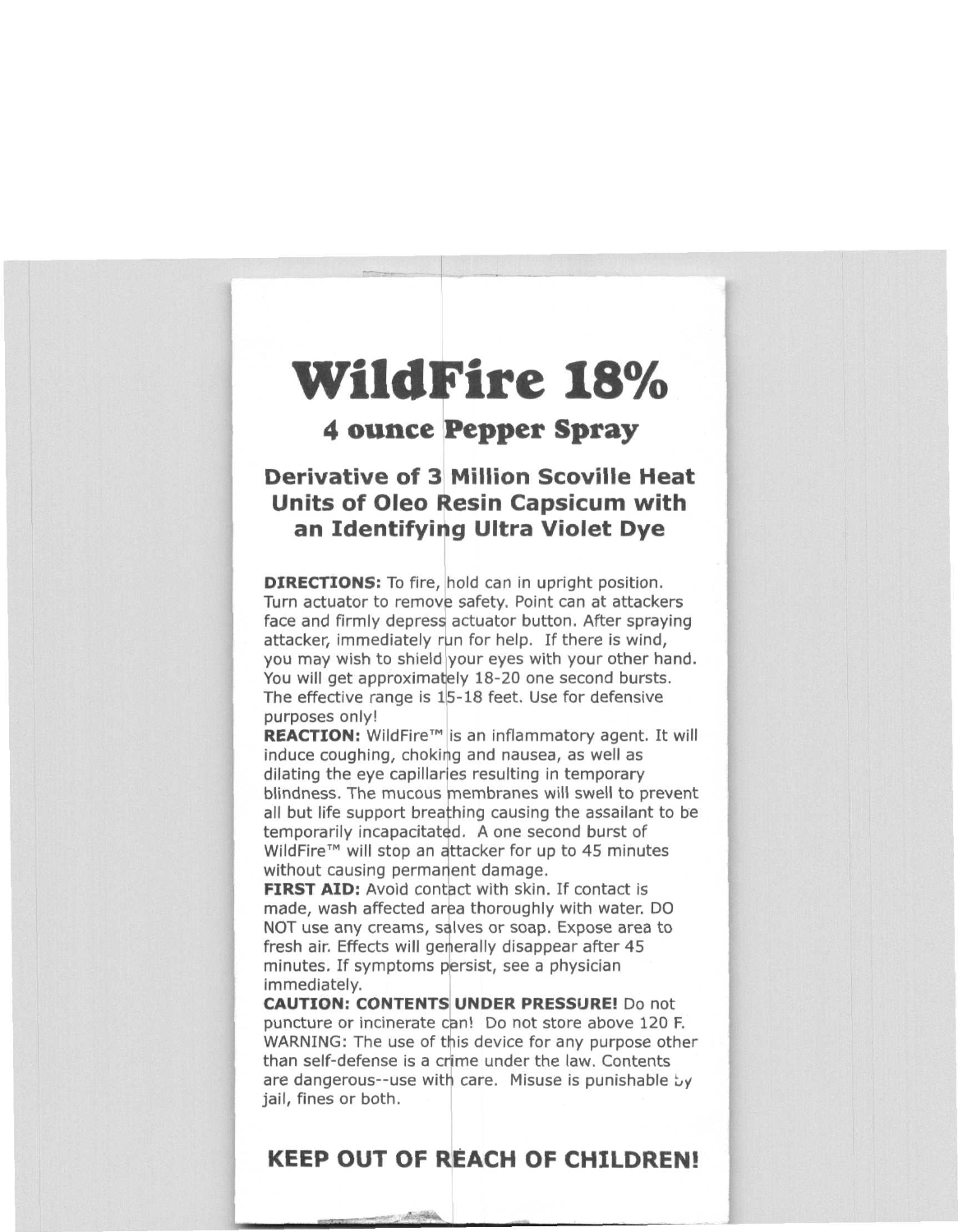# WildFire 18%

## 4 ounce Pepper Spray

### Derivative of 3 Million Scoville Heat Units of Oleo Resin Capsicum with an Identifying Ultra Violet Dye

**DIRECTIONS:** To fire, hold can in upright position. Turn actuator to remove safety. Point can at attackers face and firmly depress actuator button. After spraying attacker, immediately run for help. If there is wind, you may wish to shield your eyes with your other hand. You will get approximately 18-20 one second bursts. The effective range is 15-18 feet. Use for defensive purposes only!

**REACTION:** WildFire™ is an inflammatory agent. It will induce coughing, choking and nausea, as well as dilating the eye capillaries resulting in temporary blindness. The mucous membranes will swell to prevent all but life support breathing causing the assailant to be temporarily incapacitated. A one second burst of WildFire™ will stop an attacker for up to 45 minutes without causing permanent damage.

**FIRST AID:** Avoid contact with skin. If contact is made, wash affected area thoroughly with water. DO NOT use any creams, salves or soap. Expose area to fresh air. Effects will generally disappear after 45 minutes. If symptoms persist, see a physician immediately.

**CAUTION: CONTENTS UNDER PRESSURE!** Do not puncture or incinerate can! Do not store above 120 F. WARNING: The use of this device for any purpose other than self-defense is a crime under the law. Contents are dangerous--use with care. Misuse is punishable by jail, fines or both.

## KEEP OUT OF REACH OF CHILDREN!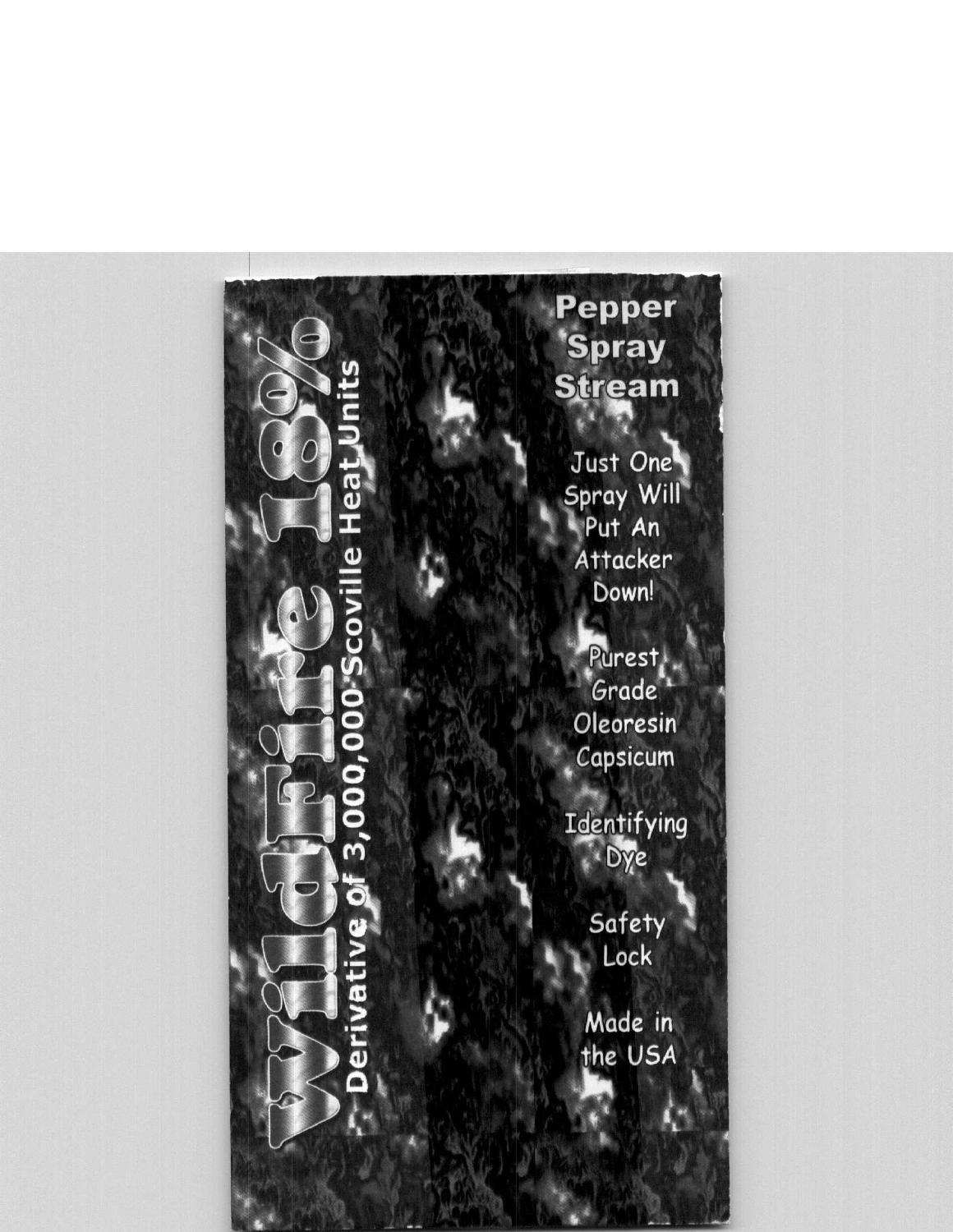# WildFire 18%

Derivative of 3,000,000 Scoville Heat Units

## Pepper Spray Stream

Just One Spray Will Put An Attacker Down!

Purest Grade Oleoresin Capsicum

Identifying Dye

Safety Lock

Made in the USA